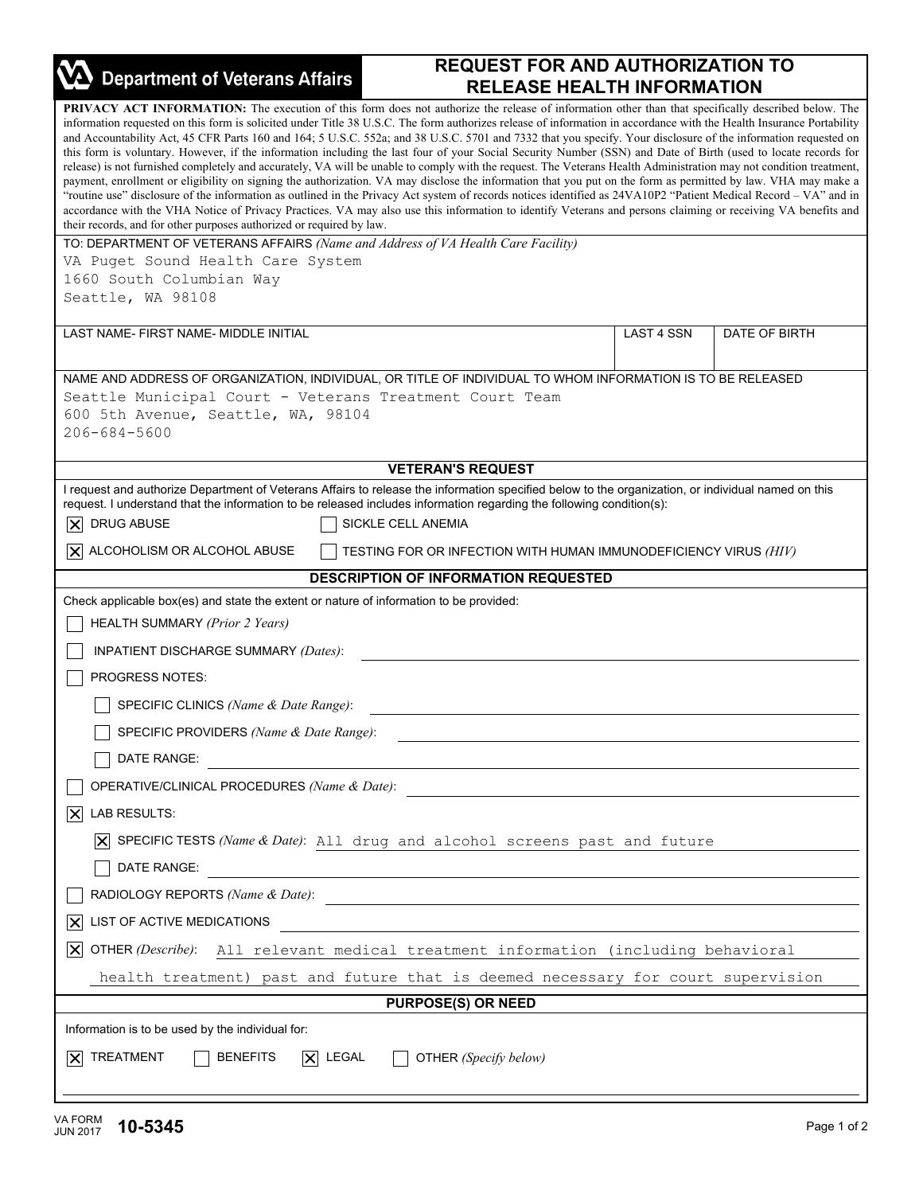**Department of Veterans Affairs**

# REQUEST FOR AND AUTHORIZATION TO RELEASE HEALTH INFORMATION

**PRIVACY ACT INFORMATION:** The execution of this form does not authorize the release of information other than that specifically described below. The information requested on this form is solicited under Title 38 U.S.C. The form authorizes release of information in accordance with the Health Insurance Portability and Accountability Act, 45 CFR Parts 160 and 164; 5 U.S.C. 552a; and 38 U.S.C. 5701 and 7332 that you specify. Your disclosure of the information requested on this form is voluntary. However, if the information including the last four of your Social Security Number (SSN) and Date of Birth (used to locate records for release) is not furnished completely and accurately, VA will be unable to comply with the request. The Veterans Health Administration may not condition treatment, payment, enrollment or eligibility on signing the authorization. VA may disclose the information that you put on the form as permitted by law. VHA may make a "routine use" disclosure of the information as outlined in the Privacy Act system of records notices identified as 24VA10P2 "Patient Medical Record – VA" and in accordance with the VHA Notice of Privacy Practices. VA may also use this information to identify Veterans and persons claiming or receiving VA benefits and their records, and for other purposes authorized or required by law.

TO: DEPARTMENT OF VETERANS AFFAIRS *(Name and Address of VA Health Care Facility)*
VA Puget Sound Health Care System
1660 South Columbian Way
Seattle, WA 98108

| LAST NAME- FIRST NAME- MIDDLE INITIAL | LAST 4 SSN | DATE OF BIRTH |
|---|---|---|
| | | |

NAME AND ADDRESS OF ORGANIZATION, INDIVIDUAL, OR TITLE OF INDIVIDUAL TO WHOM INFORMATION IS TO BE RELEASED
Seattle Municipal Court - Veterans Treatment Court Team
600 5th Avenue, Seattle, WA, 98104
206-684-5600

## VETERAN'S REQUEST

I request and authorize Department of Veterans Affairs to release the information specified below to the organization, or individual named on this request. I understand that the information to be released includes information regarding the following condition(s):

- [x] DRUG ABUSE
- [ ] SICKLE CELL ANEMIA
- [x] ALCOHOLISM OR ALCOHOL ABUSE
- [ ] TESTING FOR OR INFECTION WITH HUMAN IMMUNODEFICIENCY VIRUS *(HIV)*

## DESCRIPTION OF INFORMATION REQUESTED

Check applicable box(es) and state the extent or nature of information to be provided:

- [ ] HEALTH SUMMARY *(Prior 2 Years)*
- [ ] INPATIENT DISCHARGE SUMMARY *(Dates)*:
- [ ] PROGRESS NOTES:
  - [ ] SPECIFIC CLINICS *(Name & Date Range)*:
  - [ ] SPECIFIC PROVIDERS *(Name & Date Range)*:
  - [ ] DATE RANGE:
- [ ] OPERATIVE/CLINICAL PROCEDURES *(Name & Date)*:
- [x] LAB RESULTS:
  - [x] SPECIFIC TESTS *(Name & Date)*: All drug and alcohol screens past and future
  - [ ] DATE RANGE:
- [ ] RADIOLOGY REPORTS *(Name & Date)*:
- [x] LIST OF ACTIVE MEDICATIONS
- [x] OTHER *(Describe)*: All relevant medical treatment information (including behavioral health treatment) past and future that is deemed necessary for court supervision

## PURPOSE(S) OR NEED

Information is to be used by the individual for:

- [x] TREATMENT
- [ ] BENEFITS
- [x] LEGAL
- [ ] OTHER *(Specify below)*

VA FORM JUN 2017 **10-5345**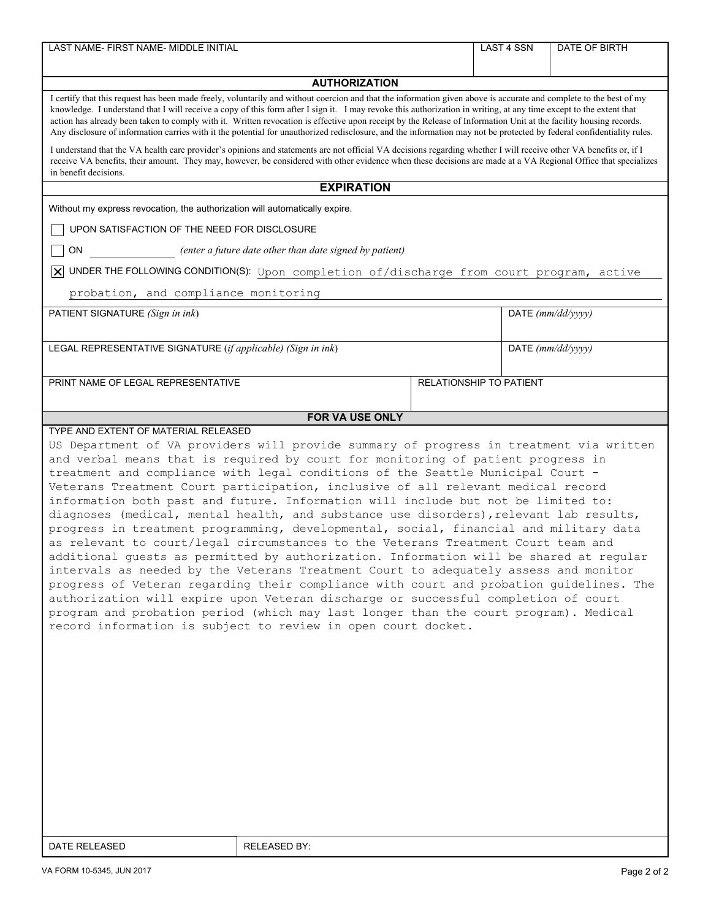| LAST NAME- FIRST NAME- MIDDLE INITIAL | LAST 4 SSN | DATE OF BIRTH |
| --- | --- | --- |
| | | |

## AUTHORIZATION

I certify that this request has been made freely, voluntarily and without coercion and that the information given above is accurate and complete to the best of my knowledge. I understand that I will receive a copy of this form after I sign it. I may revoke this authorization in writing, at any time except to the extent that action has already been taken to comply with it. Written revocation is effective upon receipt by the Release of Information Unit at the facility housing records. Any disclosure of information carries with it the potential for unauthorized redisclosure, and the information may not be protected by federal confidentiality rules.

I understand that the VA health care provider's opinions and statements are not official VA decisions regarding whether I will receive other VA benefits or, if I receive VA benefits, their amount. They may, however, be considered with other evidence when these decisions are made at a VA Regional Office that specializes in benefit decisions.

## EXPIRATION

Without my express revocation, the authorization will automatically expire.

- [ ] UPON SATISFACTION OF THE NEED FOR DISCLOSURE
- [ ] ON ____________ *(enter a future date other than date signed by patient)*
- [x] UNDER THE FOLLOWING CONDITION(S): Upon completion of/discharge from court program, active probation, and compliance monitoring

| PATIENT SIGNATURE *(Sign in ink)* | DATE *(mm/dd/yyyy)* |
| --- | --- |
| LEGAL REPRESENTATIVE SIGNATURE (*if applicable) (Sign in ink*) | DATE *(mm/dd/yyyy)* |
| PRINT NAME OF LEGAL REPRESENTATIVE | RELATIONSHIP TO PATIENT |

## FOR VA USE ONLY

TYPE AND EXTENT OF MATERIAL RELEASED

US Department of VA providers will provide summary of progress in treatment via written and verbal means that is required by court for monitoring of patient progress in treatment and compliance with legal conditions of the Seattle Municipal Court - Veterans Treatment Court participation, inclusive of all relevant medical record information both past and future. Information will include but not be limited to: diagnoses (medical, mental health, and substance use disorders),relevant lab results, progress in treatment programming, developmental, social, financial and military data as relevant to court/legal circumstances to the Veterans Treatment Court team and additional guests as permitted by authorization. Information will be shared at regular intervals as needed by the Veterans Treatment Court to adequately assess and monitor progress of Veteran regarding their compliance with court and probation guidelines. The authorization will expire upon Veteran discharge or successful completion of court program and probation period (which may last longer than the court program). Medical record information is subject to review in open court docket.

| DATE RELEASED | RELEASED BY: |
| --- | --- |
| | |

VA FORM 10-5345, JUN 2017